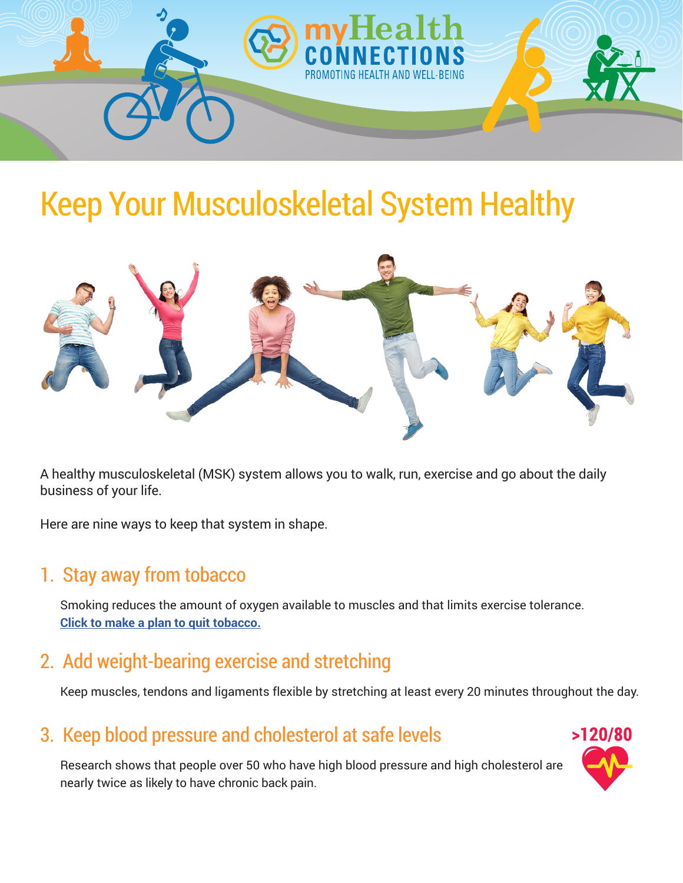# Keep Your Musculoskeletal System Healthy

A healthy musculoskeletal (MSK) system allows you to walk, run, exercise and go about the daily business of your life.

Here are nine ways to keep that system in shape.

## 1. Stay away from tobacco

Smoking reduces the amount of oxygen available to muscles and that limits exercise tolerance. **Click to make a plan to quit tobacco.**

## 2. Add weight-bearing exercise and stretching

Keep muscles, tendons and ligaments flexible by stretching at least every 20 minutes throughout the day.

## 3. Keep blood pressure and cholesterol at safe levels

Research shows that people over 50 who have high blood pressure and high cholesterol are nearly twice as likely to have chronic back pain.

>120/80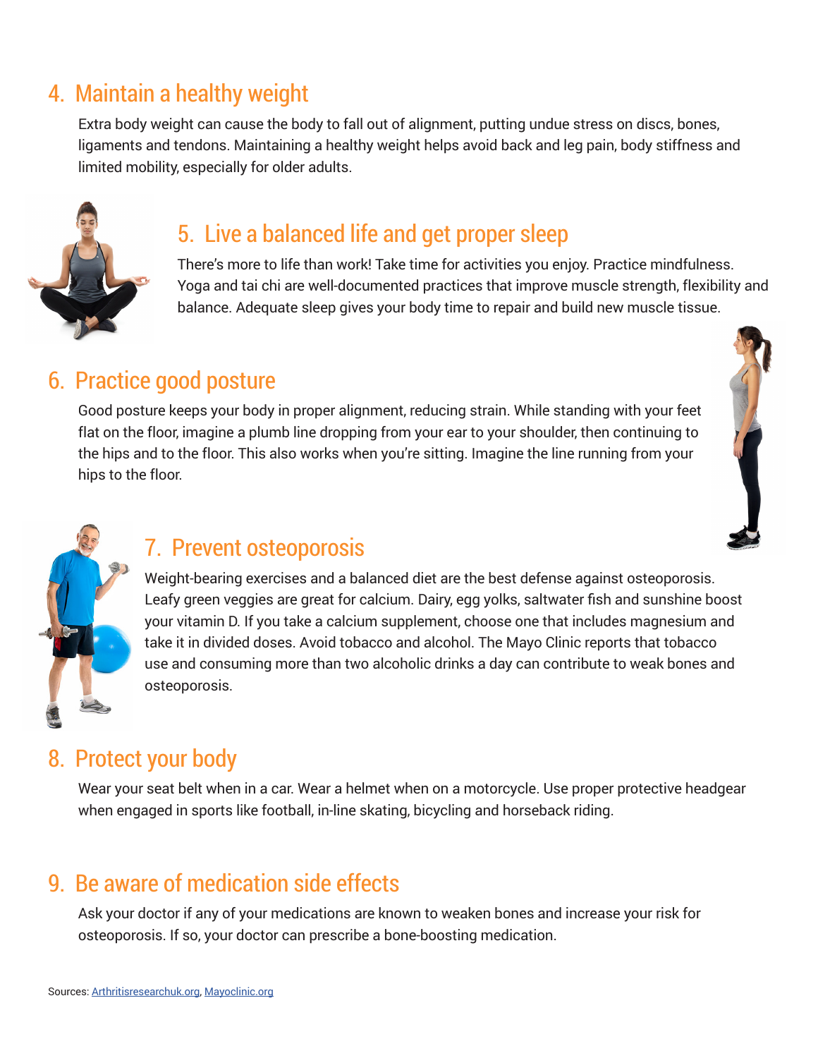## 4. Maintain a healthy weight

Extra body weight can cause the body to fall out of alignment, putting undue stress on discs, bones, ligaments and tendons. Maintaining a healthy weight helps avoid back and leg pain, body stiffness and limited mobility, especially for older adults.

## 5. Live a balanced life and get proper sleep

There's more to life than work! Take time for activities you enjoy. Practice mindfulness. Yoga and tai chi are well-documented practices that improve muscle strength, flexibility and balance. Adequate sleep gives your body time to repair and build new muscle tissue.

## 6. Practice good posture

Good posture keeps your body in proper alignment, reducing strain. While standing with your feet flat on the floor, imagine a plumb line dropping from your ear to your shoulder, then continuing to the hips and to the floor. This also works when you're sitting. Imagine the line running from your hips to the floor.

## 7. Prevent osteoporosis

Weight-bearing exercises and a balanced diet are the best defense against osteoporosis. Leafy green veggies are great for calcium. Dairy, egg yolks, saltwater fish and sunshine boost your vitamin D. If you take a calcium supplement, choose one that includes magnesium and take it in divided doses. Avoid tobacco and alcohol. The Mayo Clinic reports that tobacco use and consuming more than two alcoholic drinks a day can contribute to weak bones and osteoporosis.

## 8. Protect your body

Wear your seat belt when in a car. Wear a helmet when on a motorcycle. Use proper protective headgear when engaged in sports like football, in-line skating, bicycling and horseback riding.

## 9. Be aware of medication side effects

Ask your doctor if any of your medications are known to weaken bones and increase your risk for osteoporosis. If so, your doctor can prescribe a bone-boosting medication.

Sources: Arthritisresearchuk.org, Mayoclinic.org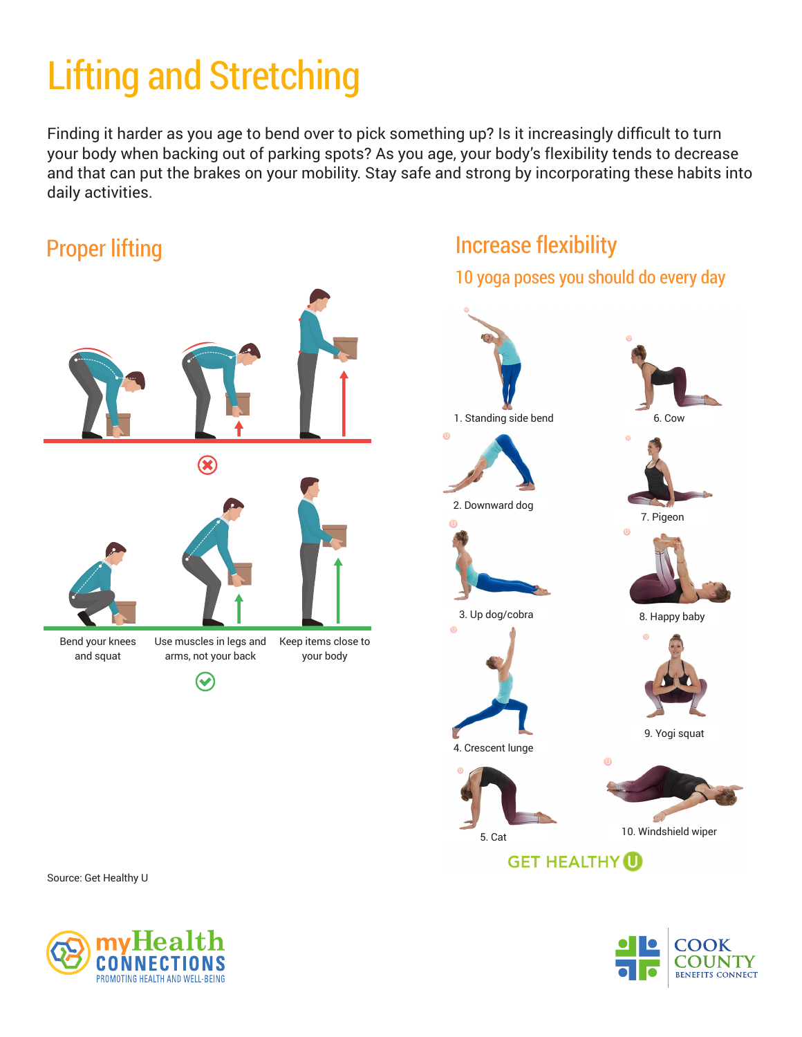# Lifting and Stretching

Finding it harder as you age to bend over to pick something up? Is it increasingly difficult to turn your body when backing out of parking spots? As you age, your body's flexibility tends to decrease and that can put the brakes on your mobility. Stay safe and strong by incorporating these habits into daily activities.

## Proper lifting

Bend your knees and squat

Use muscles in legs and arms, not your back

Keep items close to your body

## Increase flexibility

### 10 yoga poses you should do every day

1. Standing side bend
2. Downward dog
3. Up dog/cobra
4. Crescent lunge
5. Cat
6. Cow
7. Pigeon
8. Happy baby
9. Yogi squat
10. Windshield wiper

GET HEALTHY U

Source: Get Healthy U

myHealth CONNECTIONS PROMOTING HEALTH AND WELL-BEING

COOK COUNTY BENEFITS CONNECT